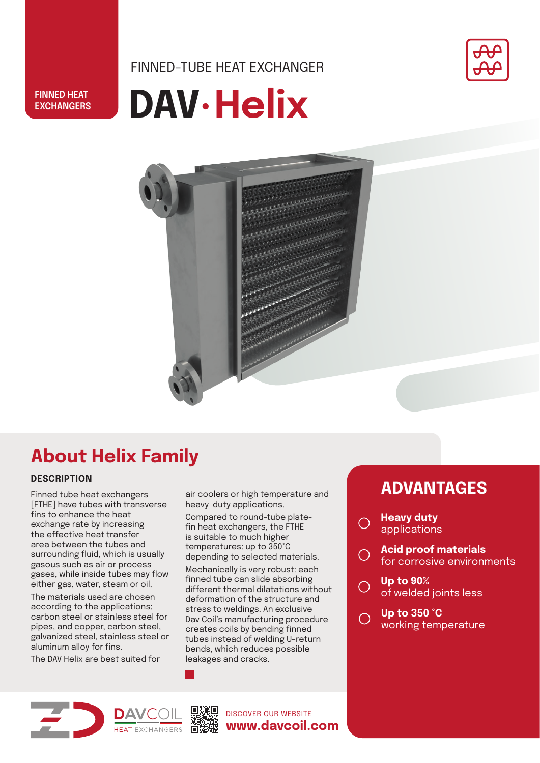FINNED HEAT EXCHANGERS

FINNED-TUBE HEAT EXCHANGER

# DAV·Helix

## About Helix Family

### DESCRIPTION

Finned tube heat exchangers [FTHE] have tubes with transverse fins to enhance the heat exchange rate by increasing the effective heat transfer area between the tubes and surrounding fluid, which is usually gasous such as air or process gases, while inside tubes may flow either gas, water, steam or oil.

The materials used are chosen according to the applications: carbon steel or stainless steel for pipes, and copper, carbon steel, galvanized steel, stainless steel or aluminum alloy for fins.

The DAV Helix are best suited for air coolers or high temperature and heavy-duty applications.

Compared to round-tube plate-fin heat exchangers, the FTHE is suitable to much higher temperatures: up to 350°C depending to selected materials.

Mechanically is very robust: each finned tube can slide absorbing different thermal dilatations without deformation of the structure and stress to weldings. An exclusive Dav Coil's manufacturing procedure creates coils by bending finned tubes instead of welding U-return bends, which reduces possible leakages and cracks.

## ADVANTAGES

- **Heavy duty** applications
- **Acid proof materials** for corrosive environments
- **Up to 90%** of welded joints less
- **Up to 350 °C** working temperature

DAVCOIL HEAT EXCHANGERS

DISCOVER OUR WEBSITE
**www.davcoil.com**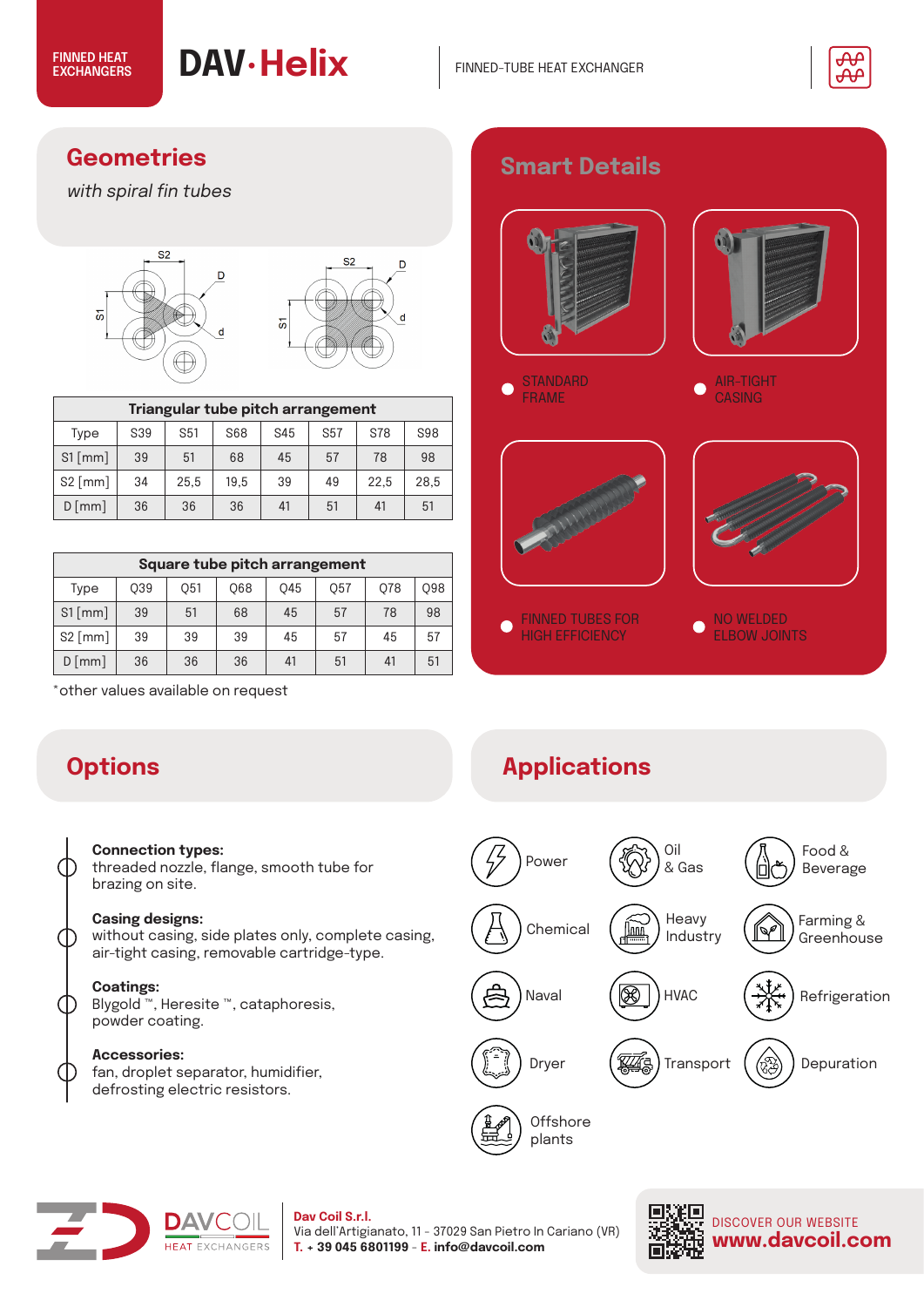# Geometries

*with spiral fin tubes*

| Triangular tube pitch arrangement | | | | | | | |
|---|---|---|---|---|---|---|---|
| Type | S39 | S51 | S68 | S45 | S57 | S78 | S98 |
| S1 [mm] | 39 | 51 | 68 | 45 | 57 | 78 | 98 |
| S2 [mm] | 34 | 25,5 | 19,5 | 39 | 49 | 22,5 | 28,5 |
| D [mm] | 36 | 36 | 36 | 41 | 51 | 41 | 51 |

| Square tube pitch arrangement | | | | | | | |
|---|---|---|---|---|---|---|---|
| Type | Q39 | Q51 | Q68 | Q45 | Q57 | Q78 | Q98 |
| S1 [mm] | 39 | 51 | 68 | 45 | 57 | 78 | 98 |
| S2 [mm] | 39 | 39 | 39 | 45 | 57 | 45 | 57 |
| D [mm] | 36 | 36 | 36 | 41 | 51 | 41 | 51 |

*other values available on request

# Smart Details

- STANDARD FRAME
- AIR-TIGHT CASING
- FINNED TUBES FOR HIGH EFFICIENCY
- NO WELDED ELBOW JOINTS

# Options

**Connection types:**
threaded nozzle, flange, smooth tube for brazing on site.

**Casing designs:**
without casing, side plates only, complete casing, air-tight casing, removable cartridge-type.

**Coatings:**
Blygold ™, Heresite ™, cataphoresis, powder coating.

**Accessories:**
fan, droplet separator, humidifier, defrosting electric resistors.

# Applications

- Power
- Oil & Gas
- Food & Beverage
- Chemical
- Heavy Industry
- Farming & Greenhouse
- Naval
- HVAC
- Refrigeration
- Dryer
- Transport
- Depuration
- Offshore plants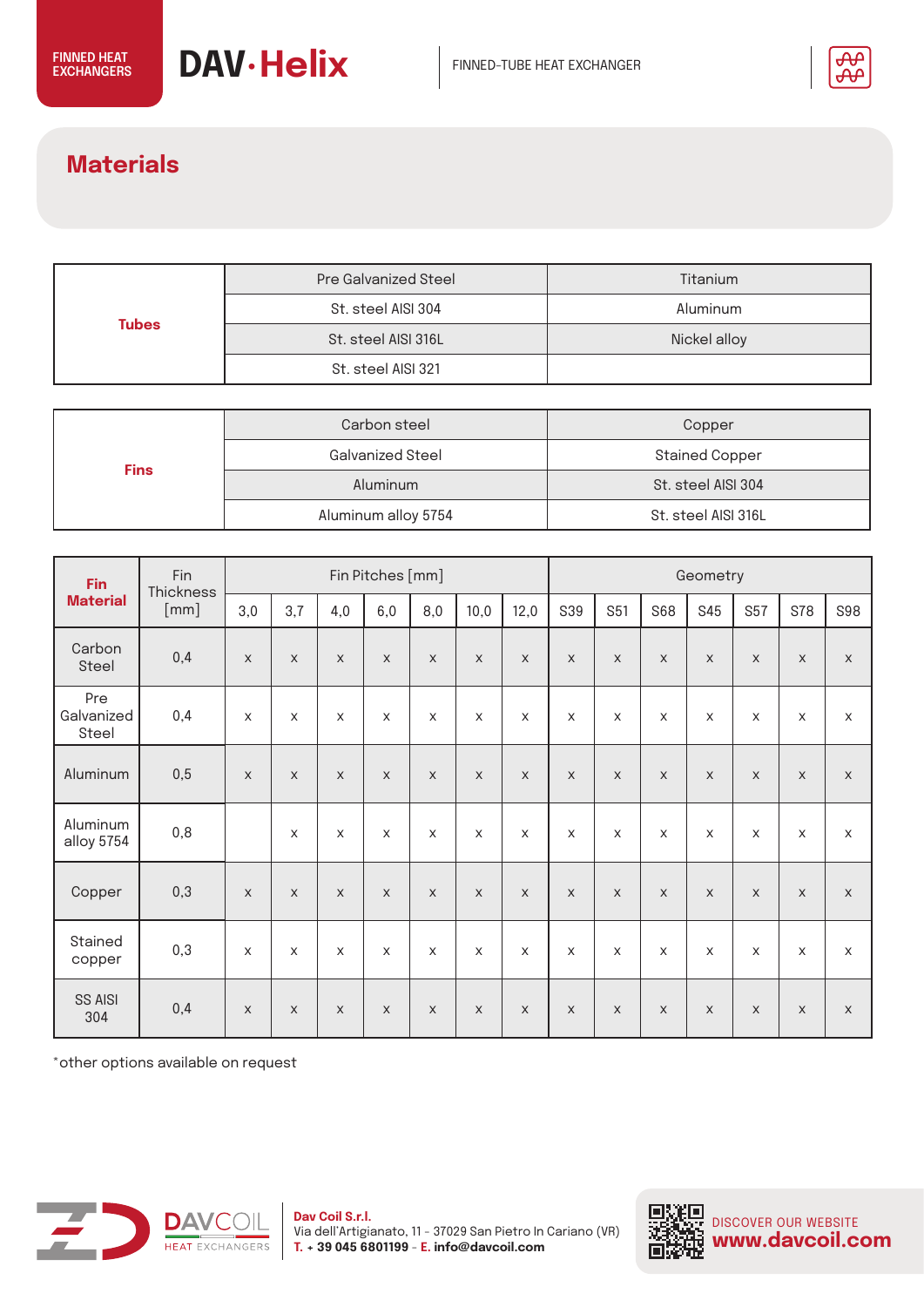# Materials

| | | |
|---|---|---|
| **Tubes** | Pre Galvanized Steel | Titanium |
| | St. steel AISI 304 | Aluminum |
| | St. steel AISI 316L | Nickel alloy |
| | St. steel AISI 321 | |

| | | |
|---|---|---|
| **Fins** | Carbon steel | Copper |
| | Galvanized Steel | Stained Copper |
| | Aluminum | St. steel AISI 304 |
| | Aluminum alloy 5754 | St. steel AISI 316L |

| **Fin Material** | Fin Thickness [mm] | Fin Pitches [mm] | | | | | | | Geometry | | | | | | |
|---|---|---|---|---|---|---|---|---|---|---|---|---|---|---|---|
| | | 3,0 | 3,7 | 4,0 | 6,0 | 8,0 | 10,0 | 12,0 | S39 | S51 | S68 | S45 | S57 | S78 | S98 |
| Carbon Steel | 0,4 | x | x | x | x | x | x | x | x | x | x | x | x | x | x |
| Pre Galvanized Steel | 0,4 | x | x | x | x | x | x | x | x | x | x | x | x | x | x |
| Aluminum | 0,5 | x | x | x | x | x | x | x | x | x | x | x | x | x | x |
| Aluminum alloy 5754 | 0,8 | | x | x | x | x | x | x | x | x | x | x | x | x | x |
| Copper | 0,3 | x | x | x | x | x | x | x | x | x | x | x | x | x | x |
| Stained copper | 0,3 | x | x | x | x | x | x | x | x | x | x | x | x | x | x |
| SS AISI 304 | 0,4 | x | x | x | x | x | x | x | x | x | x | x | x | x | x |

*other options available on request

**Dav Coil S.r.l.**
Via dell'Artigianato, 11 - 37029 San Pietro In Cariano (VR)
**T.** + **39 045 6801199** - **E. info@davcoil.com**

DISCOVER OUR WEBSITE
**www.davcoil.com**